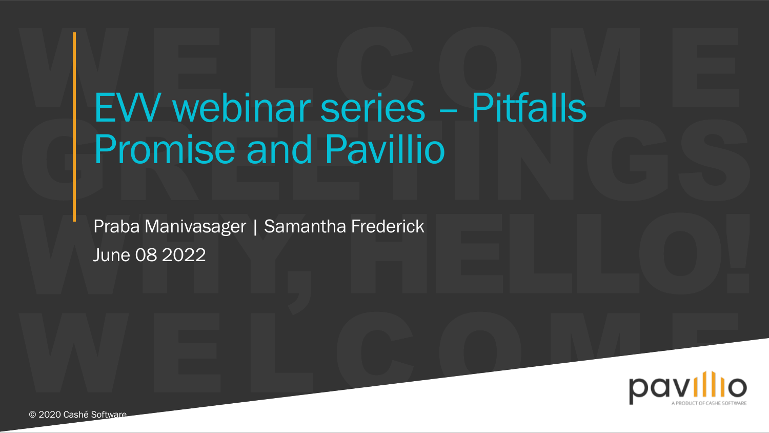# EVV webinar series – Pitfalls Promise and Pavillio

Praba Manivasager | Samantha Frederick

June 08 2022

© 2020 Cashé Software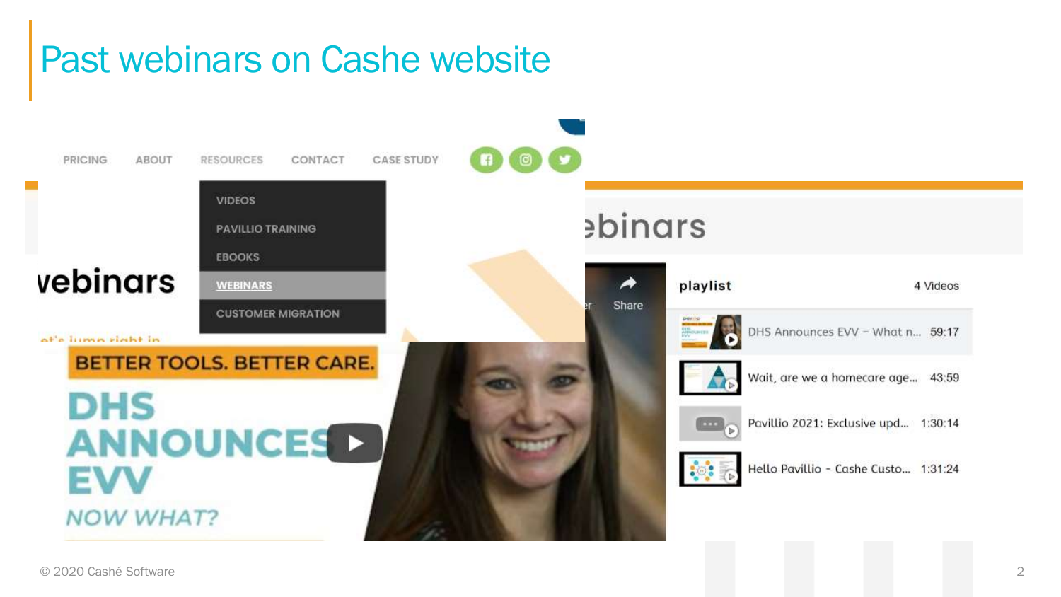# Past webinars on Cashe website

PRICING ABOUT RESOURCES CONTACT CASE STUDY

- VIDEOS
- PAVILLIO TRAINING
- EBOOKS
- WEBINARS
- CUSTOMER MIGRATION

webinars

BETTER TOOLS. BETTER CARE.

DHS ANNOUNCES EVV

NOW WHAT?

Share

ebinars

playlist 4 Videos

| | |
|---|---|
| DHS Announces EVV – What n... | 59:17 |
| Wait, are we a homecare age... | 43:59 |
| Pavillio 2021: Exclusive upd... | 1:30:14 |
| Hello Pavillio - Cashe Custo... | 1:31:24 |

© 2020 Cashé Software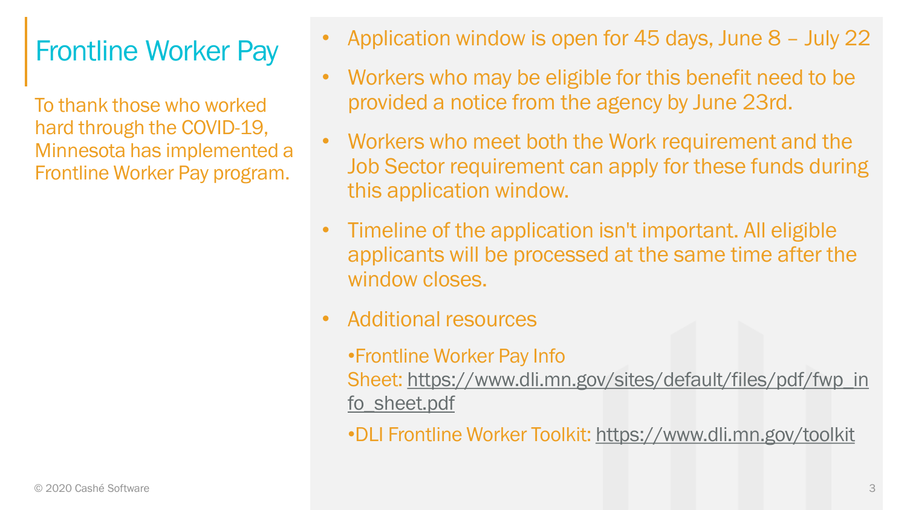# Frontline Worker Pay

To thank those who worked hard through the COVID-19, Minnesota has implemented a Frontline Worker Pay program.

- Application window is open for 45 days, June 8 – July 22
- Workers who may be eligible for this benefit need to be provided a notice from the agency by June 23rd.
- Workers who meet both the Work requirement and the Job Sector requirement can apply for these funds during this application window.
- Timeline of the application isn't important. All eligible applicants will be processed at the same time after the window closes.
- Additional resources
  - Frontline Worker Pay Info Sheet: https://www.dli.mn.gov/sites/default/files/pdf/fwp_info_sheet.pdf
  - DLI Frontline Worker Toolkit: https://www.dli.mn.gov/toolkit

© 2020 Cashé Software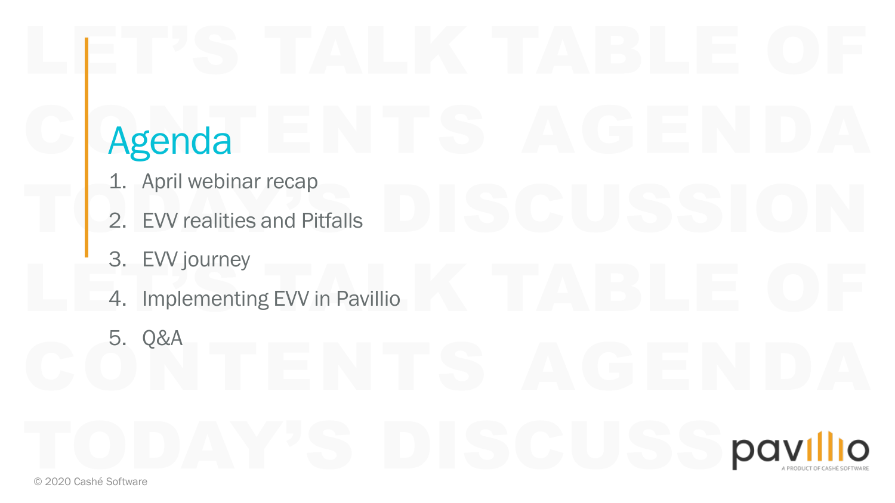# Agenda

1. April webinar recap
2. EVV realities and Pitfalls
3. EVV journey
4. Implementing EVV in Pavillio
5. Q&A

© 2020 Cashé Software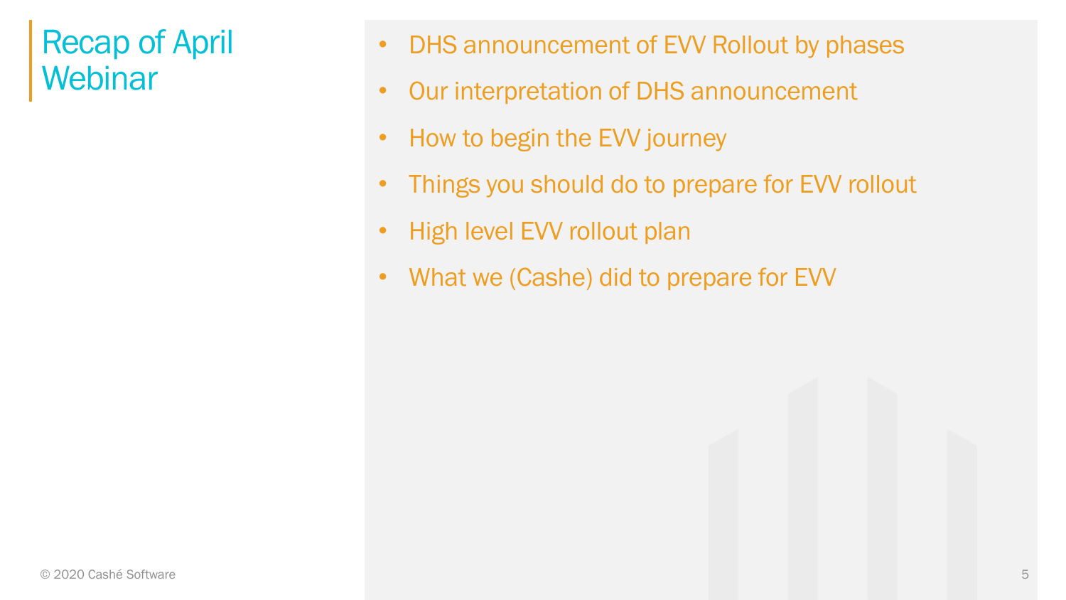# Recap of April Webinar

- DHS announcement of EVV Rollout by phases
- Our interpretation of DHS announcement
- How to begin the EVV journey
- Things you should do to prepare for EVV rollout
- High level EVV rollout plan
- What we (Cashe) did to prepare for EVV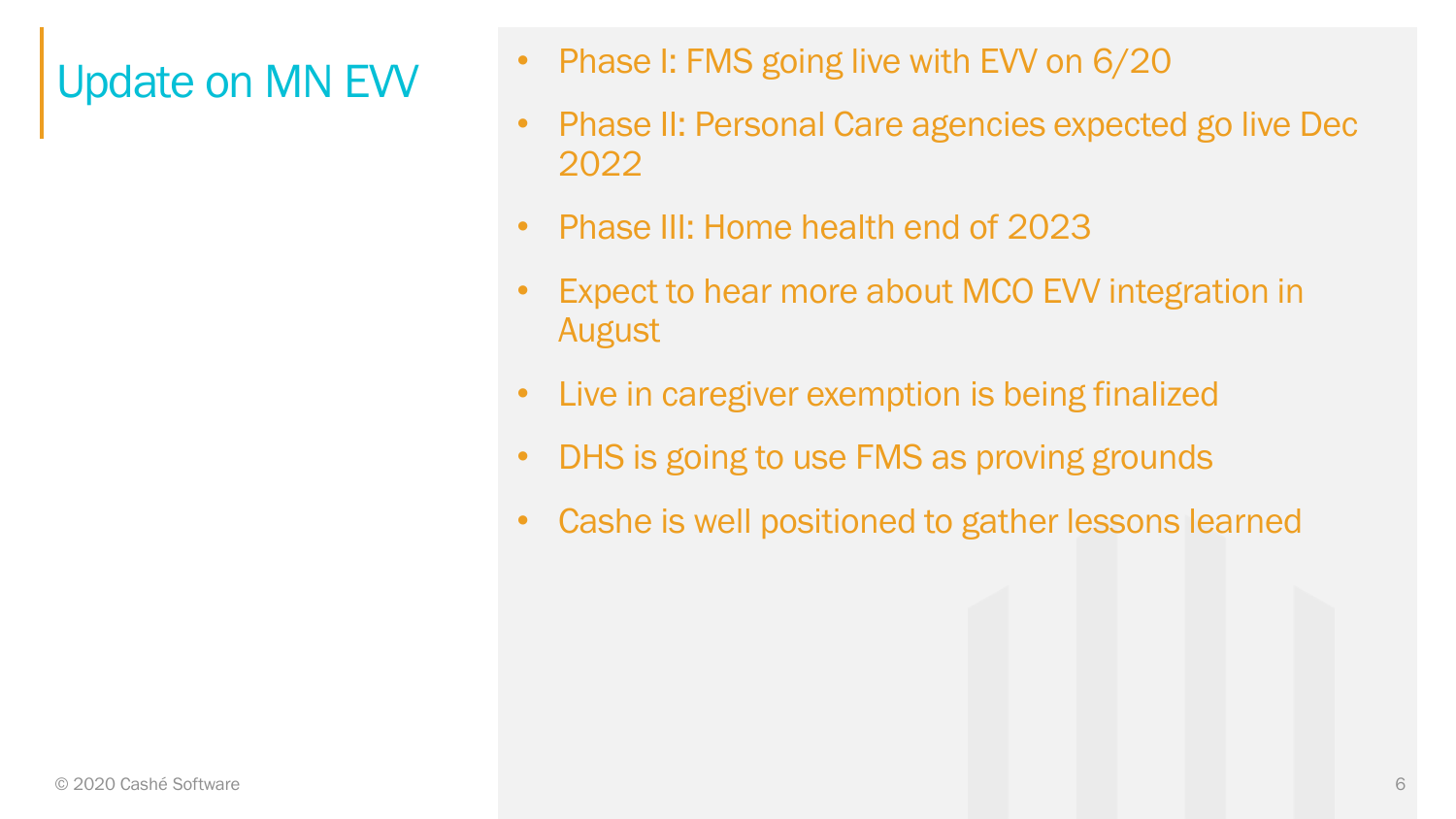# Update on MN EVV

- Phase I: FMS going live with EVV on 6/20
- Phase II: Personal Care agencies expected go live Dec 2022
- Phase III: Home health end of 2023
- Expect to hear more about MCO EVV integration in August
- Live in caregiver exemption is being finalized
- DHS is going to use FMS as proving grounds
- Cashe is well positioned to gather lessons learned

© 2020 Cashé Software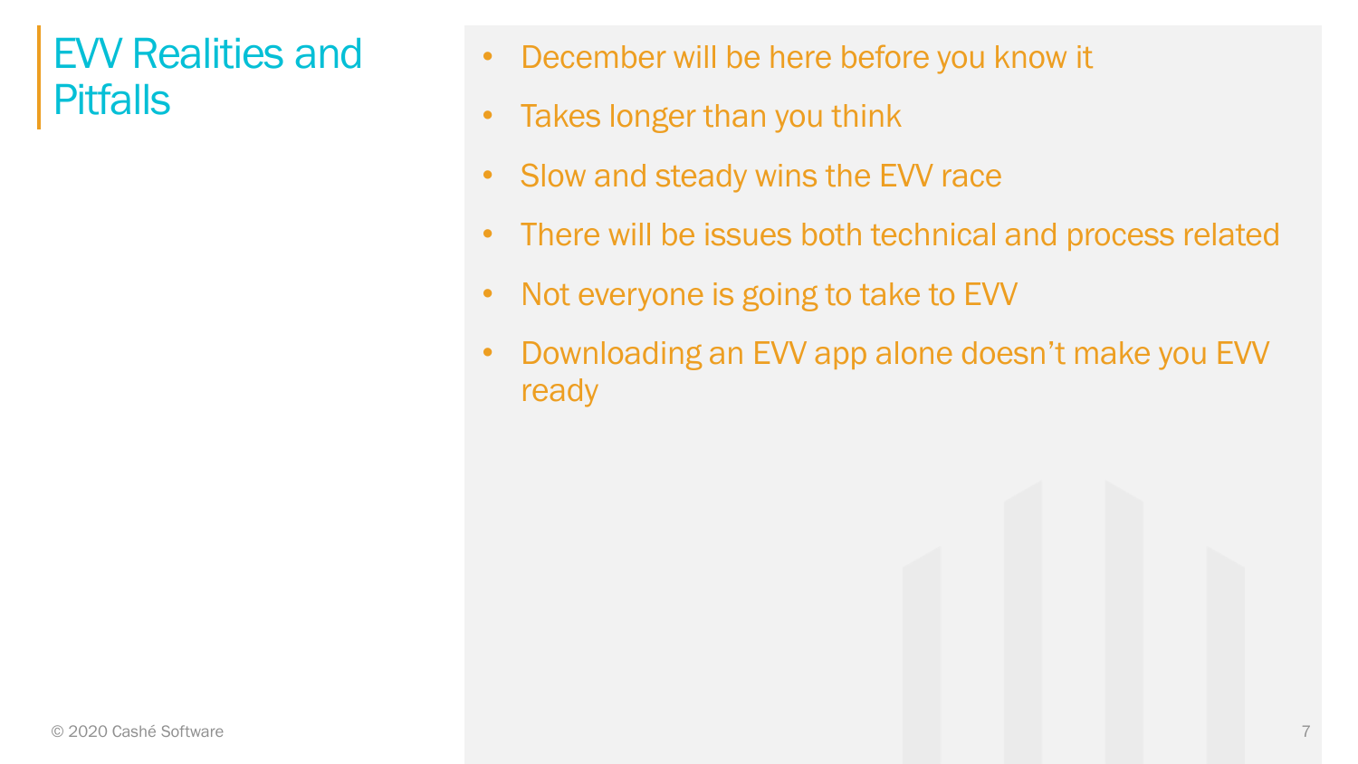# EVV Realities and Pitfalls

- December will be here before you know it
- Takes longer than you think
- Slow and steady wins the EVV race
- There will be issues both technical and process related
- Not everyone is going to take to EVV
- Downloading an EVV app alone doesn't make you EVV ready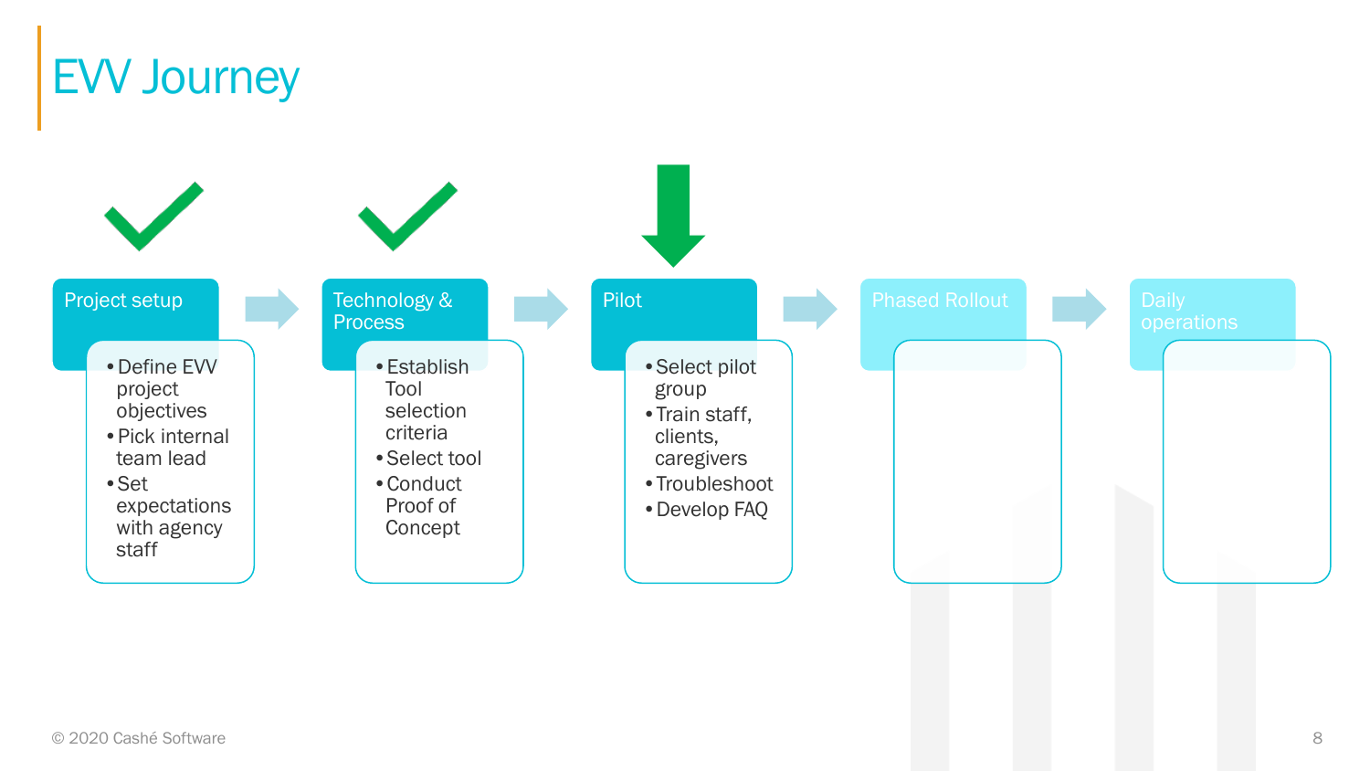# EVV Journey

## Project setup

- Define EVV project objectives
- Pick internal team lead
- Set expectations with agency staff

## Technology & Process

- Establish Tool selection criteria
- Select tool
- Conduct Proof of Concept

## Pilot

- Select pilot group
- Train staff, clients, caregivers
- Troubleshoot
- Develop FAQ

## Phased Rollout

## Daily operations

© 2020 Cashé Software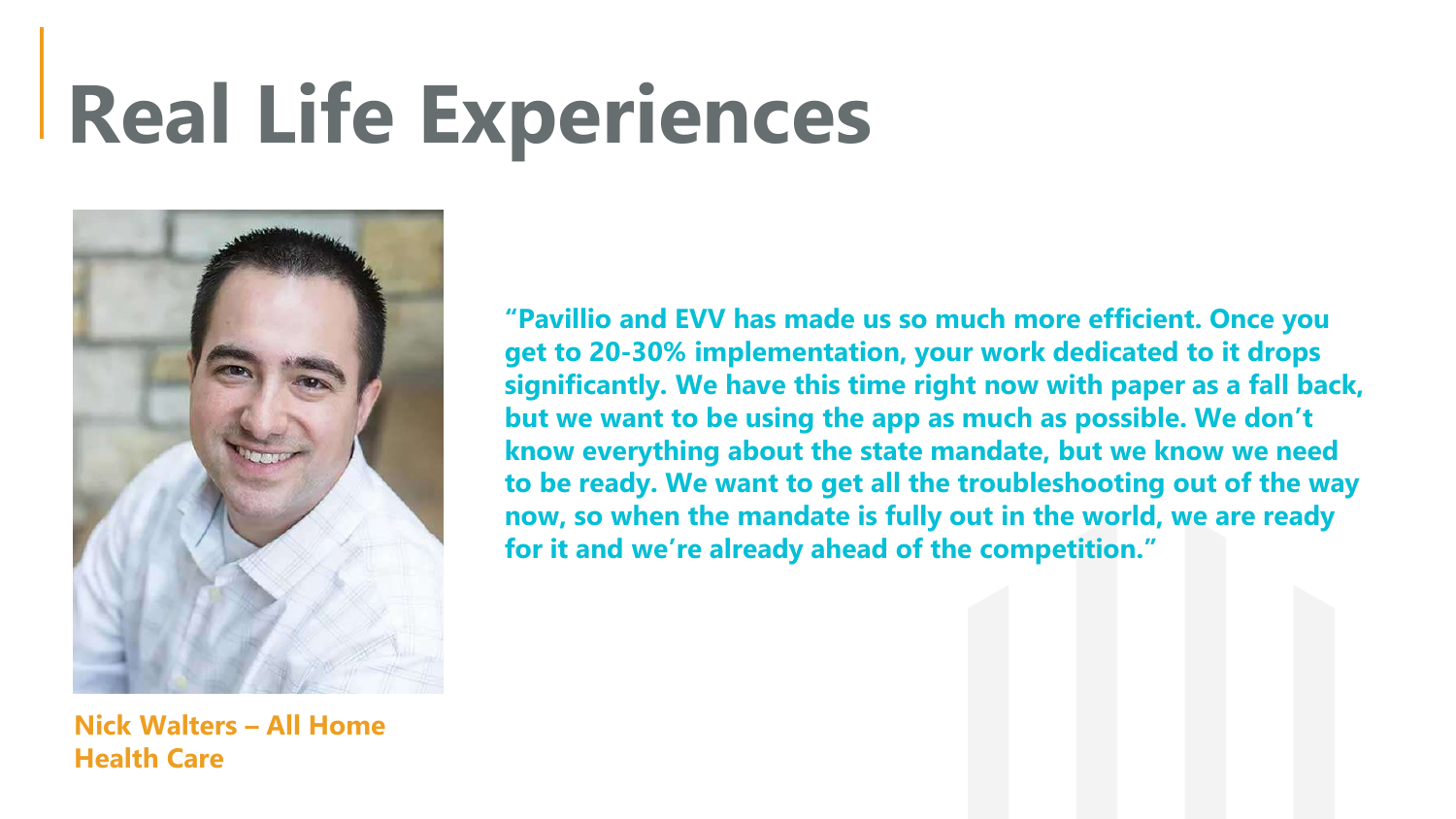# Real Life Experiences

**"Pavillio and EVV has made us so much more efficient. Once you get to 20-30% implementation, your work dedicated to it drops significantly. We have this time right now with paper as a fall back, but we want to be using the app as much as possible. We don't know everything about the state mandate, but we know we need to be ready. We want to get all the troubleshooting out of the way now, so when the mandate is fully out in the world, we are ready for it and we're already ahead of the competition."**

**Nick Walters – All Home Health Care**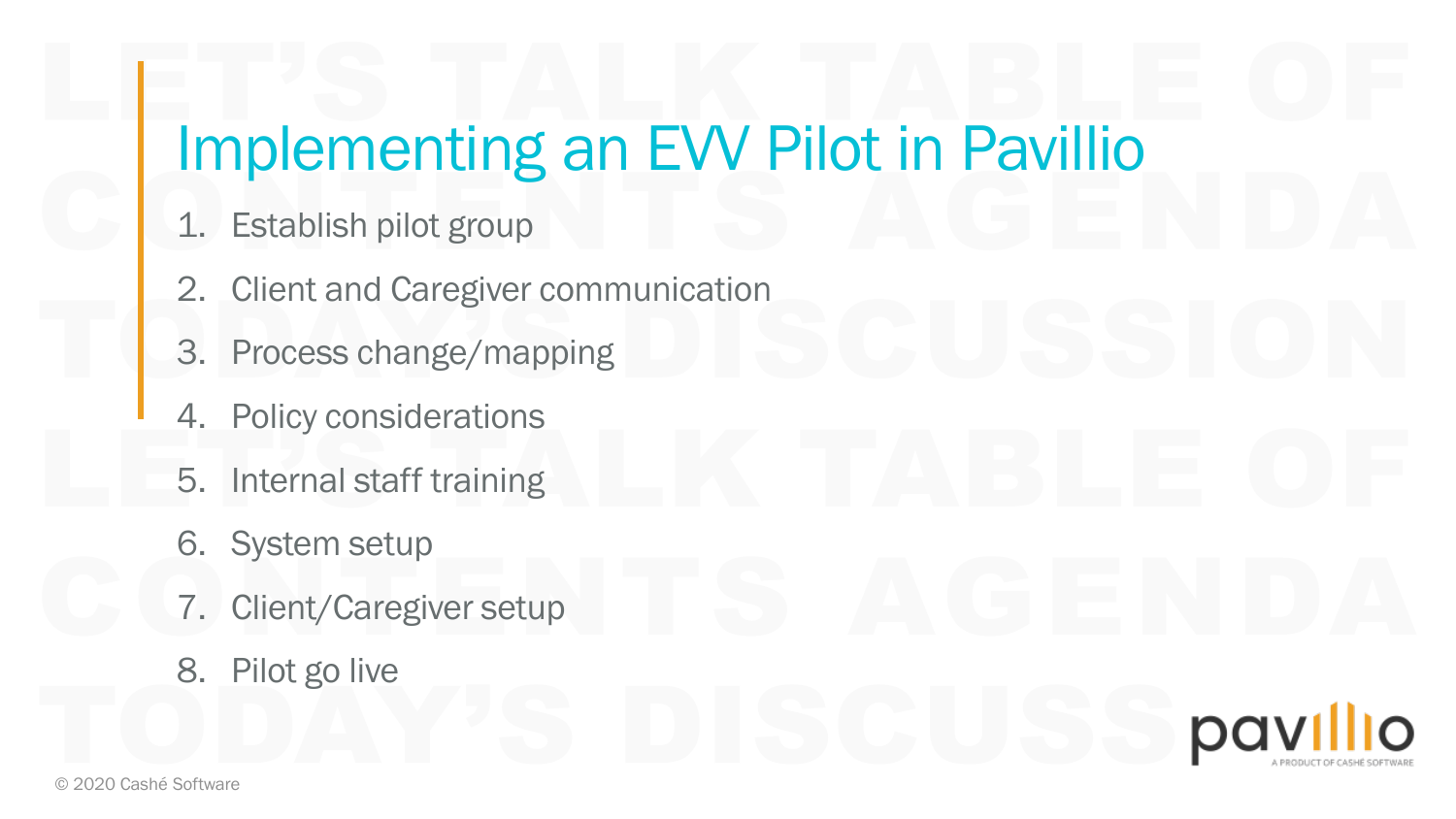# Implementing an EVV Pilot in Pavillio

1. Establish pilot group
2. Client and Caregiver communication
3. Process change/mapping
4. Policy considerations
5. Internal staff training
6. System setup
7. Client/Caregiver setup
8. Pilot go live

© 2020 Cashé Software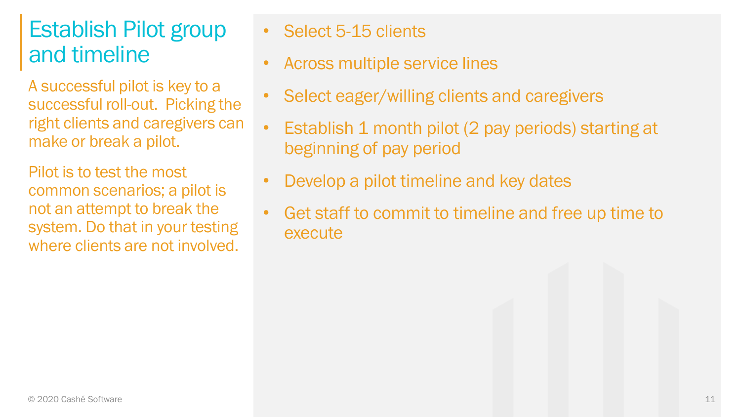# Establish Pilot group and timeline

A successful pilot is key to a successful roll-out. Picking the right clients and caregivers can make or break a pilot.

Pilot is to test the most common scenarios; a pilot is not an attempt to break the system. Do that in your testing where clients are not involved.

- Select 5-15 clients
- Across multiple service lines
- Select eager/willing clients and caregivers
- Establish 1 month pilot (2 pay periods) starting at beginning of pay period
- Develop a pilot timeline and key dates
- Get staff to commit to timeline and free up time to execute

© 2020 Cashé Software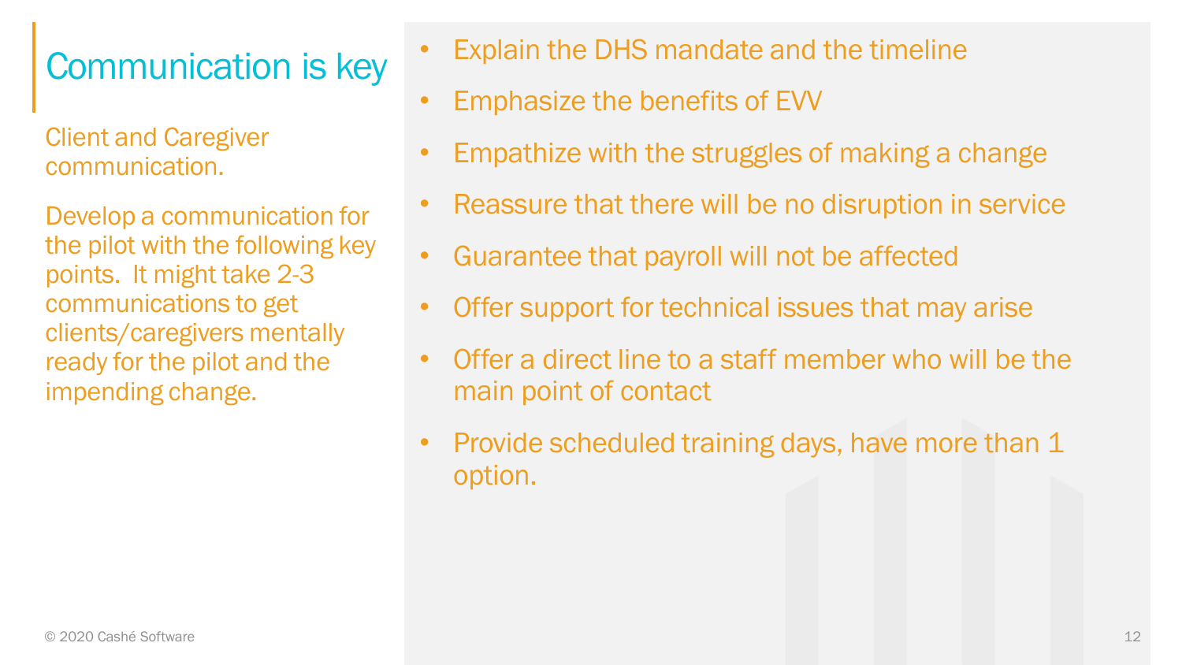# Communication is key

Client and Caregiver communication.

Develop a communication for the pilot with the following key points. It might take 2-3 communications to get clients/caregivers mentally ready for the pilot and the impending change.

- Explain the DHS mandate and the timeline
- Emphasize the benefits of EVV
- Empathize with the struggles of making a change
- Reassure that there will be no disruption in service
- Guarantee that payroll will not be affected
- Offer support for technical issues that may arise
- Offer a direct line to a staff member who will be the main point of contact
- Provide scheduled training days, have more than 1 option.

© 2020 Cashé Software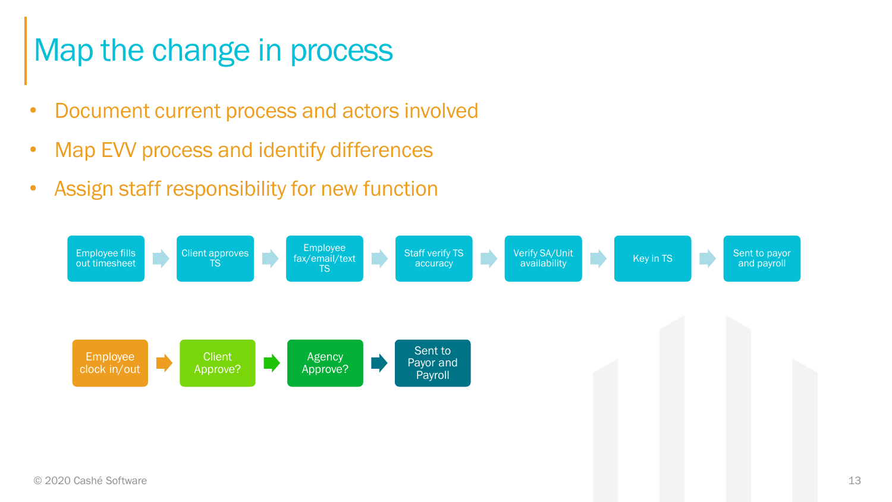# Map the change in process

- Document current process and actors involved
- Map EVV process and identify differences
- Assign staff responsibility for new function

Employee fills out timesheet → Client approves TS → Employee fax/email/text TS → Staff verify TS accuracy → Verify SA/Unit availability → Key in TS → Sent to payor and payroll

Employee clock in/out → Client Approve? → Agency Approve? → Sent to Payor and Payroll

© 2020 Cashé Software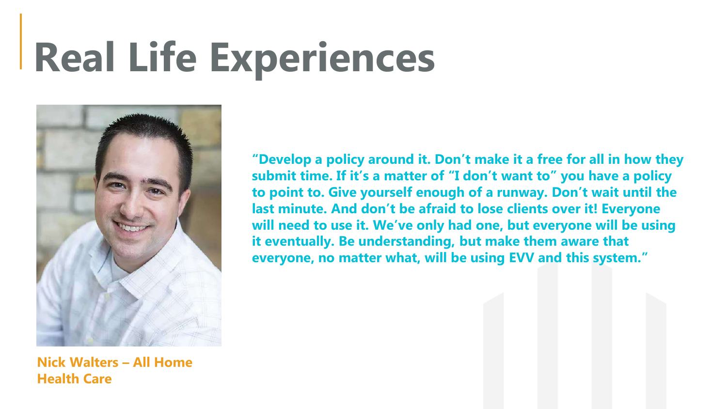# Real Life Experiences

**"Develop a policy around it. Don't make it a free for all in how they submit time. If it's a matter of "I don't want to" you have a policy to point to. Give yourself enough of a runway. Don't wait until the last minute. And don't be afraid to lose clients over it! Everyone will need to use it. We've only had one, but everyone will be using it eventually. Be understanding, but make them aware that everyone, no matter what, will be using EVV and this system."**

**Nick Walters – All Home Health Care**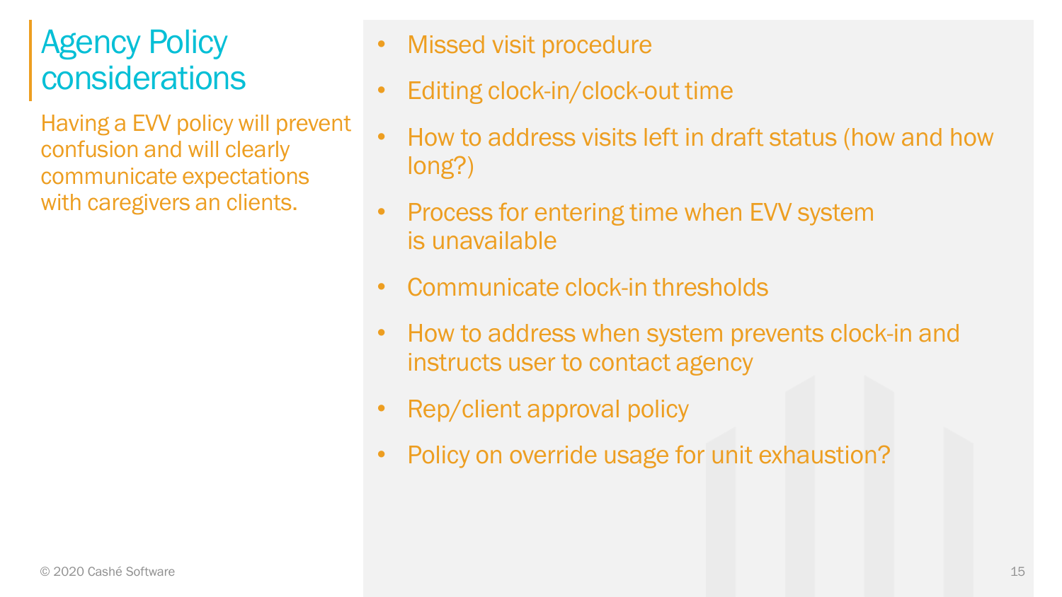# Agency Policy considerations

Having a EVV policy will prevent confusion and will clearly communicate expectations with caregivers an clients.

- Missed visit procedure
- Editing clock-in/clock-out time
- How to address visits left in draft status (how and how long?)
- Process for entering time when EVV system is unavailable
- Communicate clock-in thresholds
- How to address when system prevents clock-in and instructs user to contact agency
- Rep/client approval policy
- Policy on override usage for unit exhaustion?

© 2020 Cashé Software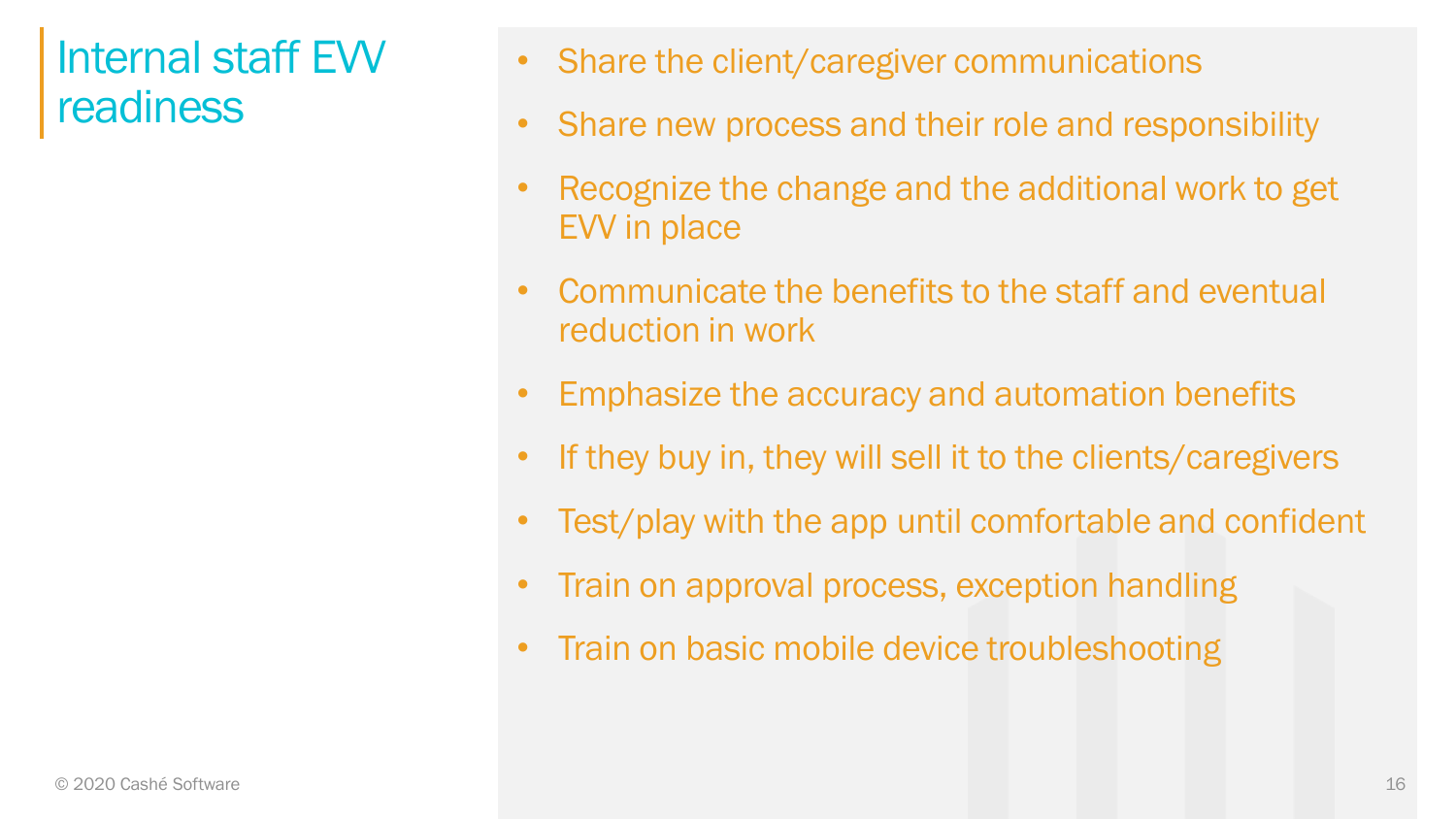# Internal staff EVV readiness

- Share the client/caregiver communications
- Share new process and their role and responsibility
- Recognize the change and the additional work to get EVV in place
- Communicate the benefits to the staff and eventual reduction in work
- Emphasize the accuracy and automation benefits
- If they buy in, they will sell it to the clients/caregivers
- Test/play with the app until comfortable and confident
- Train on approval process, exception handling
- Train on basic mobile device troubleshooting

© 2020 Cashé Software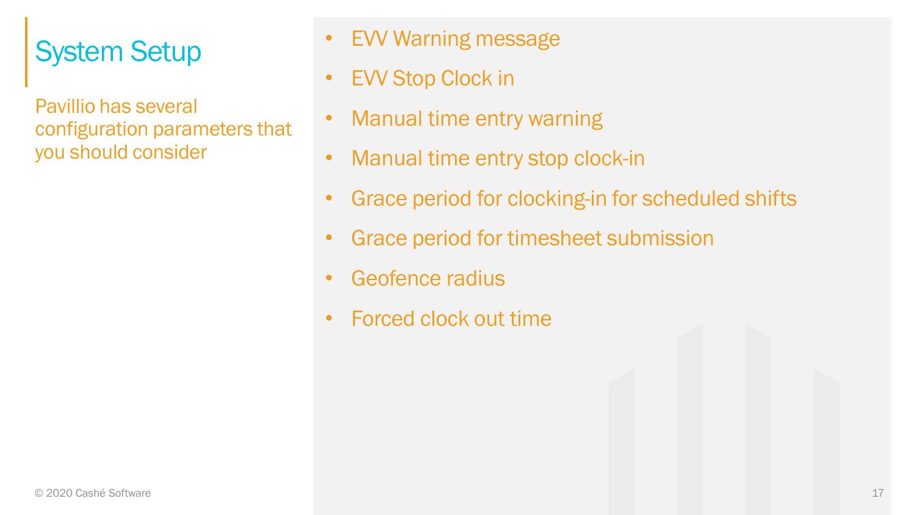# System Setup

Pavillio has several configuration parameters that you should consider

- EVV Warning message
- EVV Stop Clock in
- Manual time entry warning
- Manual time entry stop clock-in
- Grace period for clocking-in for scheduled shifts
- Grace period for timesheet submission
- Geofence radius
- Forced clock out time

© 2020 Cashé Software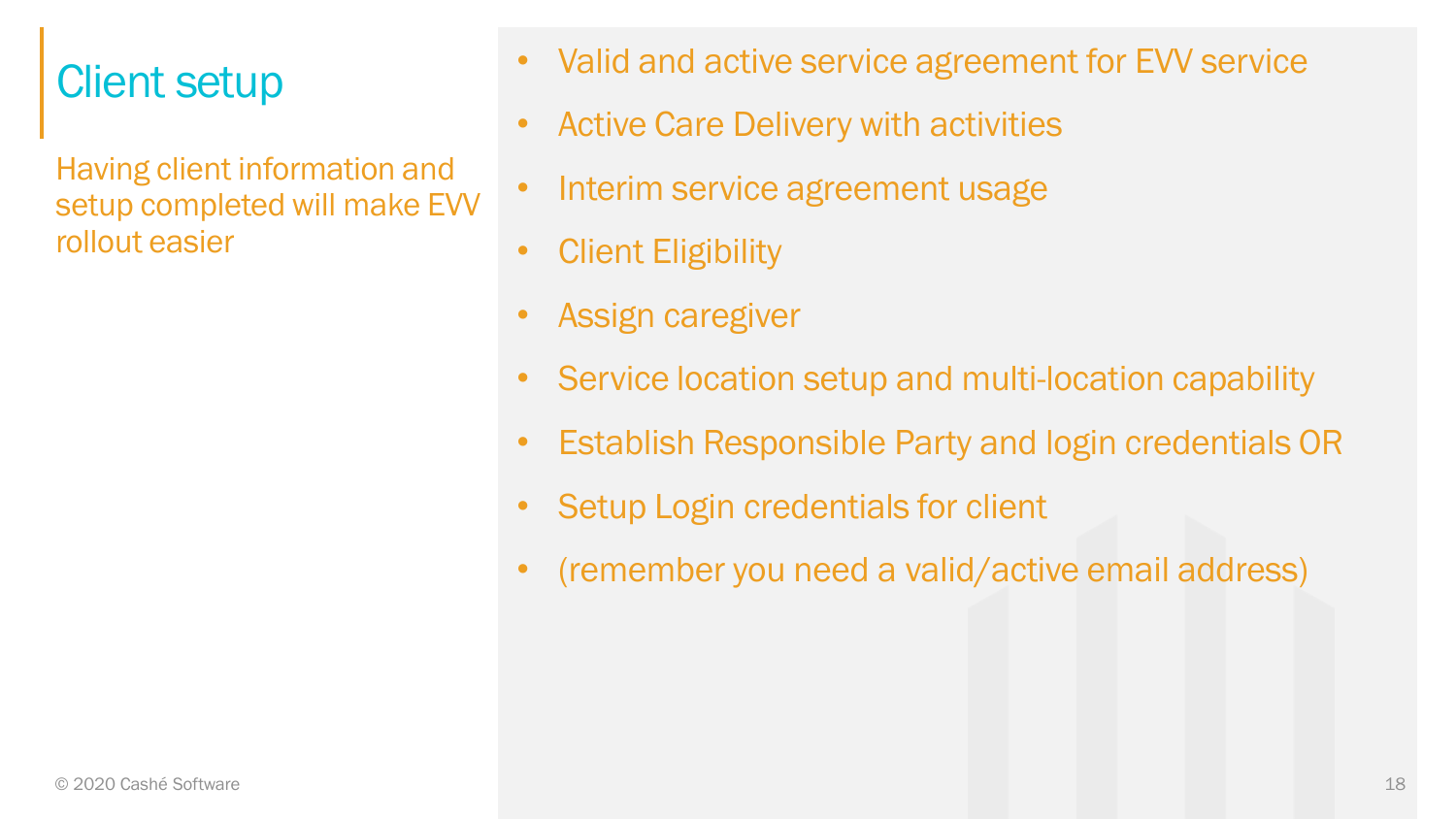# Client setup

Having client information and setup completed will make EVV rollout easier

- Valid and active service agreement for EVV service
- Active Care Delivery with activities
- Interim service agreement usage
- Client Eligibility
- Assign caregiver
- Service location setup and multi-location capability
- Establish Responsible Party and login credentials OR
- Setup Login credentials for client
- (remember you need a valid/active email address)

© 2020 Cashé Software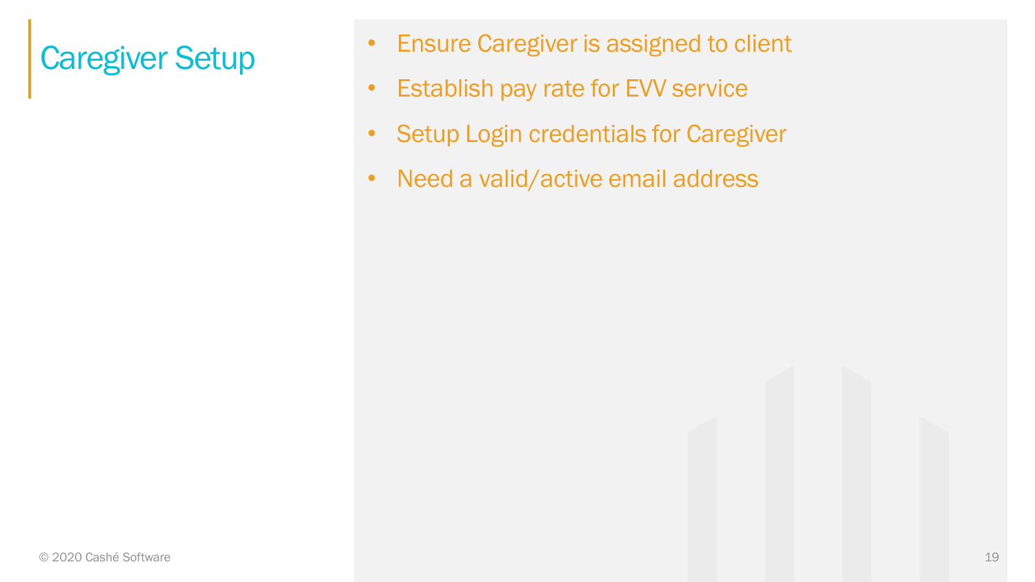# Caregiver Setup

- Ensure Caregiver is assigned to client
- Establish pay rate for EVV service
- Setup Login credentials for Caregiver
- Need a valid/active email address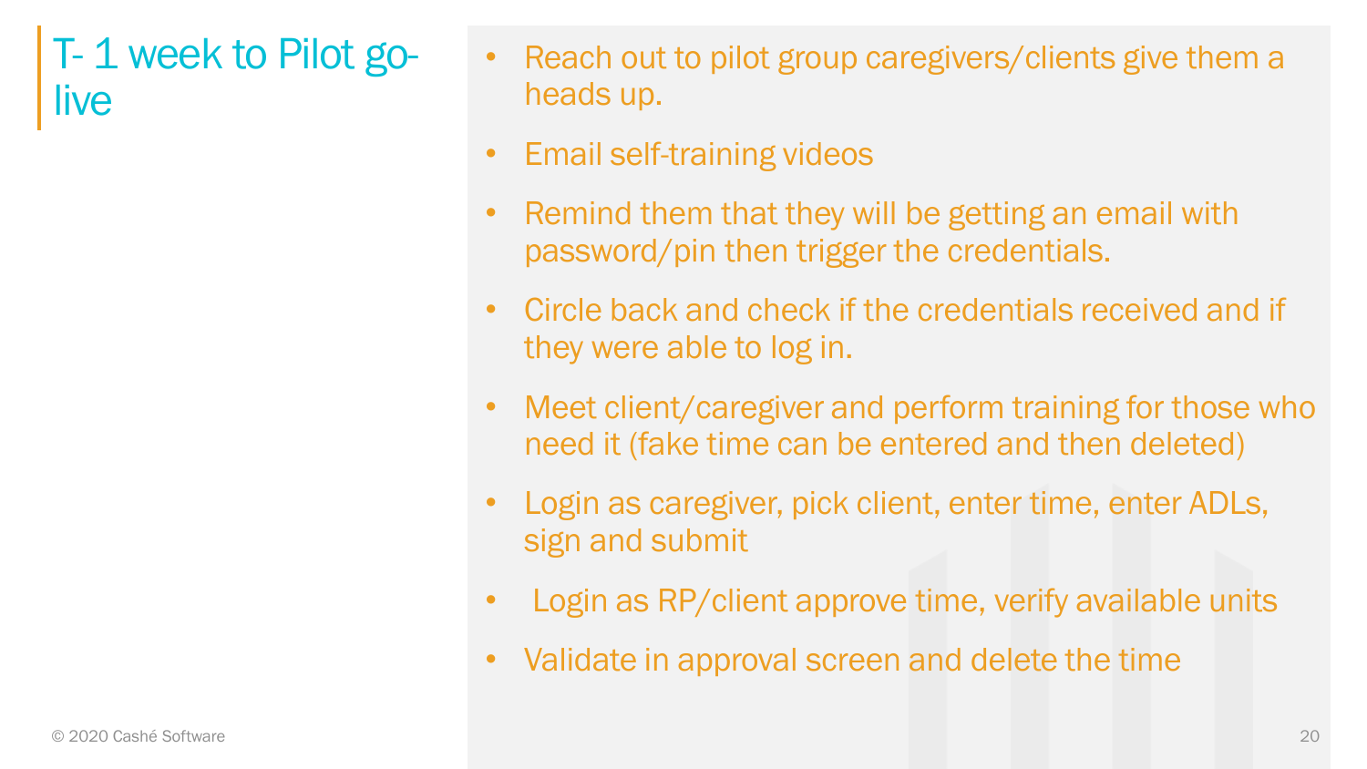# T- 1 week to Pilot go-live

- Reach out to pilot group caregivers/clients give them a heads up.
- Email self-training videos
- Remind them that they will be getting an email with password/pin then trigger the credentials.
- Circle back and check if the credentials received and if they were able to log in.
- Meet client/caregiver and perform training for those who need it (fake time can be entered and then deleted)
- Login as caregiver, pick client, enter time, enter ADLs, sign and submit
- Login as RP/client approve time, verify available units
- Validate in approval screen and delete the time

© 2020 Cashé Software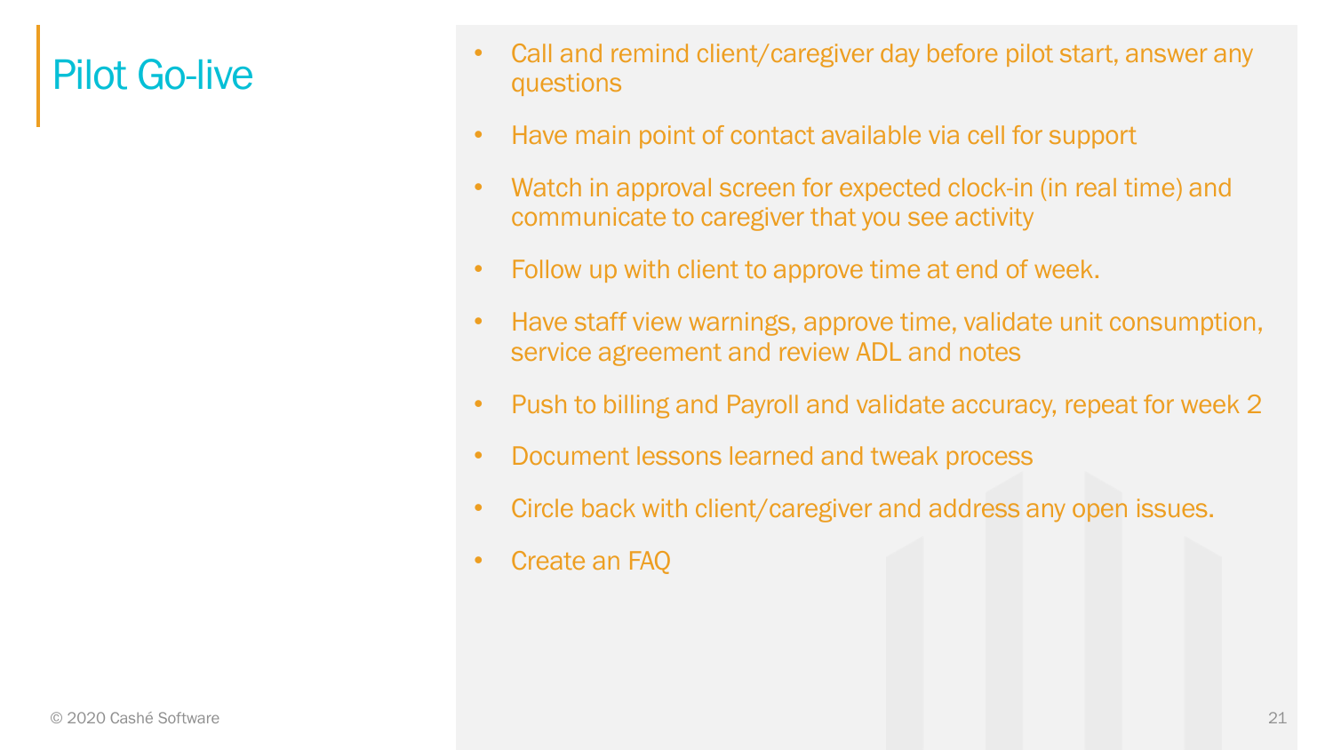# Pilot Go-live

- Call and remind client/caregiver day before pilot start, answer any questions
- Have main point of contact available via cell for support
- Watch in approval screen for expected clock-in (in real time) and communicate to caregiver that you see activity
- Follow up with client to approve time at end of week.
- Have staff view warnings, approve time, validate unit consumption, service agreement and review ADL and notes
- Push to billing and Payroll and validate accuracy, repeat for week 2
- Document lessons learned and tweak process
- Circle back with client/caregiver and address any open issues.
- Create an FAQ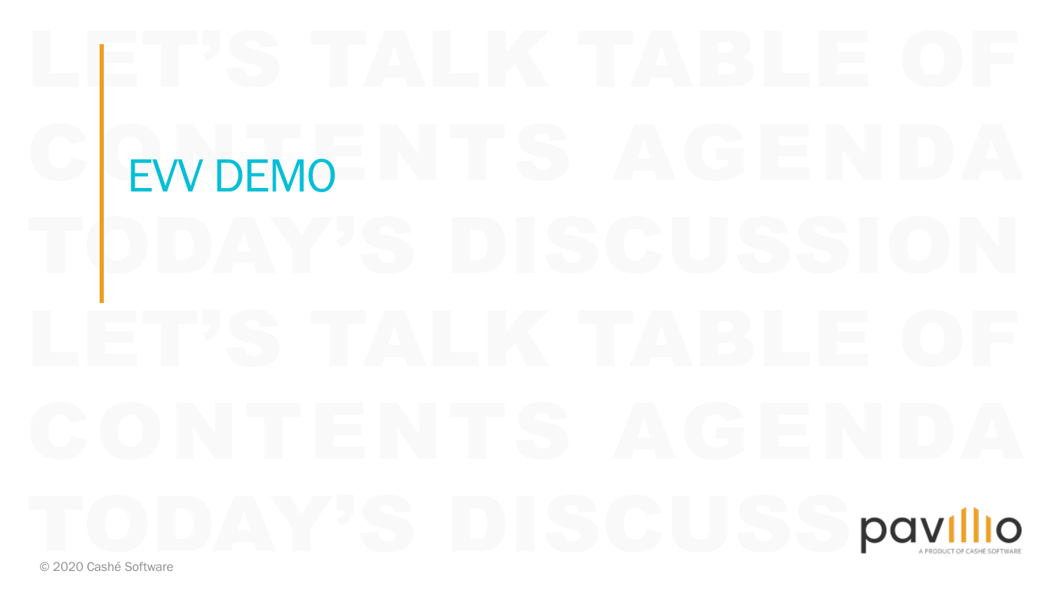# EVV DEMO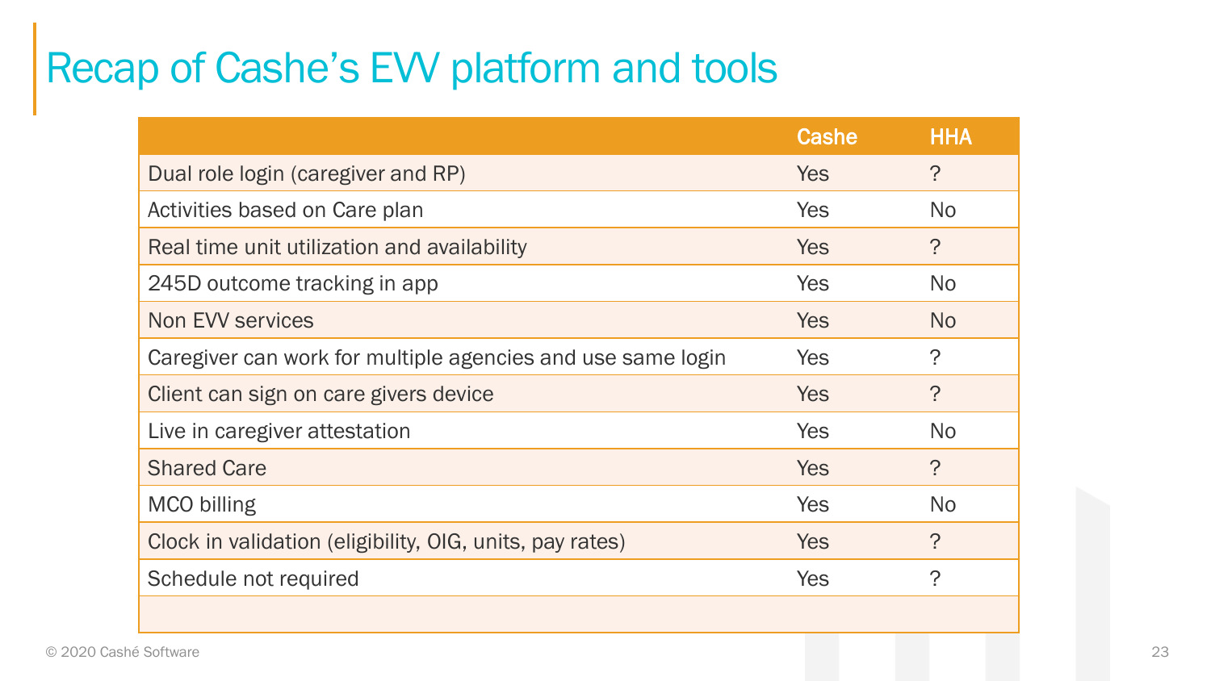# Recap of Cashe's EVV platform and tools

| | Cashe | HHA |
|---|---|---|
| Dual role login (caregiver and RP) | Yes | ? |
| Activities based on Care plan | Yes | No |
| Real time unit utilization and availability | Yes | ? |
| 245D outcome tracking in app | Yes | No |
| Non EVV services | Yes | No |
| Caregiver can work for multiple agencies and use same login | Yes | ? |
| Client can sign on care givers device | Yes | ? |
| Live in caregiver attestation | Yes | No |
| Shared Care | Yes | ? |
| MCO billing | Yes | No |
| Clock in validation (eligibility, OIG, units, pay rates) | Yes | ? |
| Schedule not required | Yes | ? |
| | | |

© 2020 Cashé Software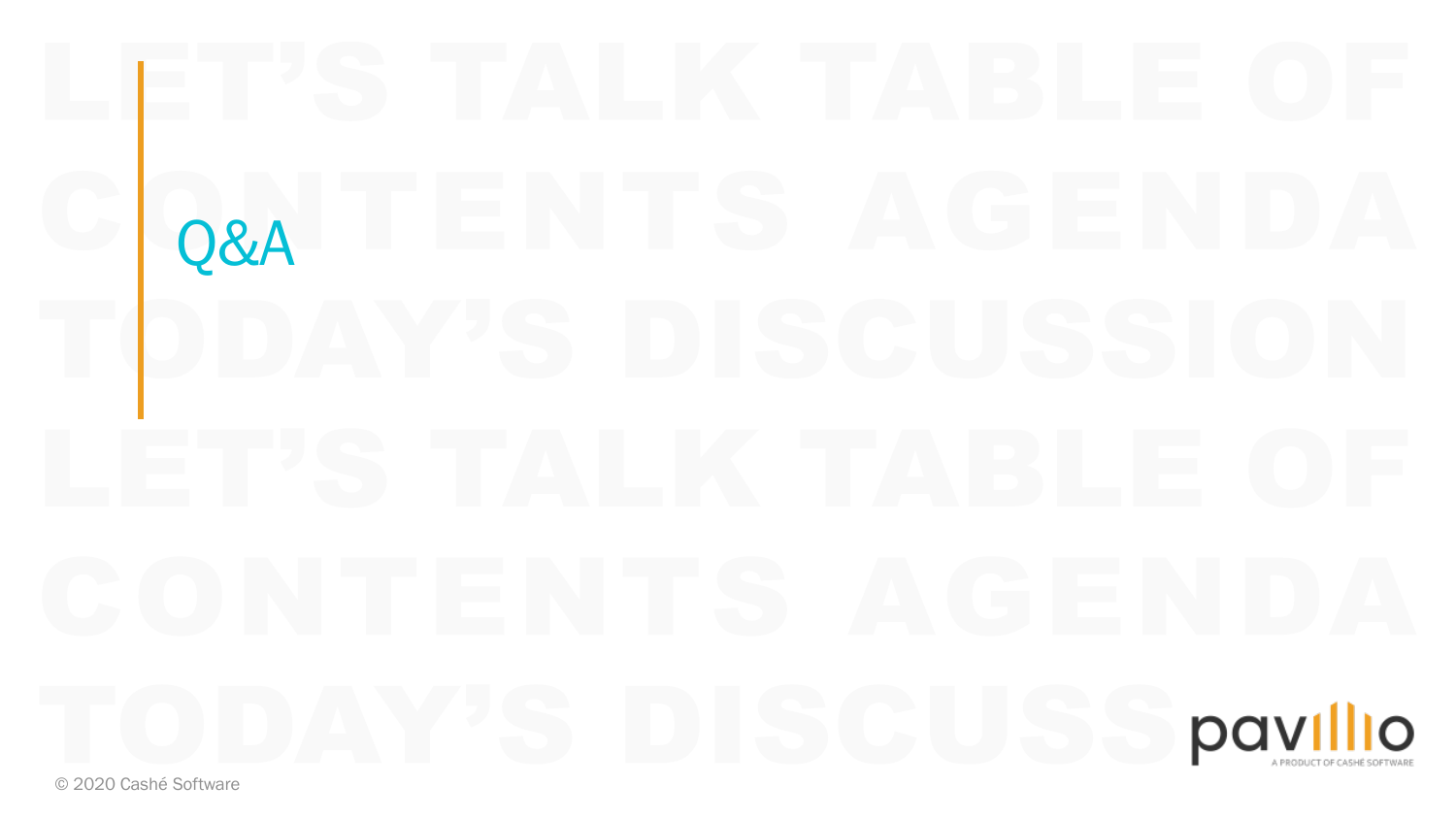# Q&A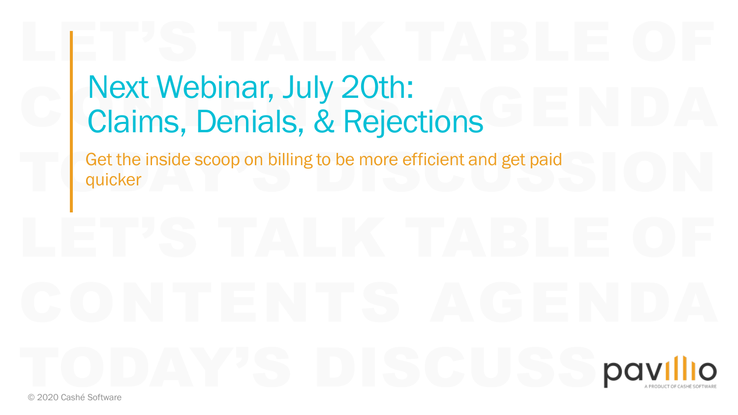# Next Webinar, July 20th: Claims, Denials, & Rejections

Get the inside scoop on billing to be more efficient and get paid quicker

© 2020 Cashé Software

pavillio

A PRODUCT OF CASHE SOFTWARE